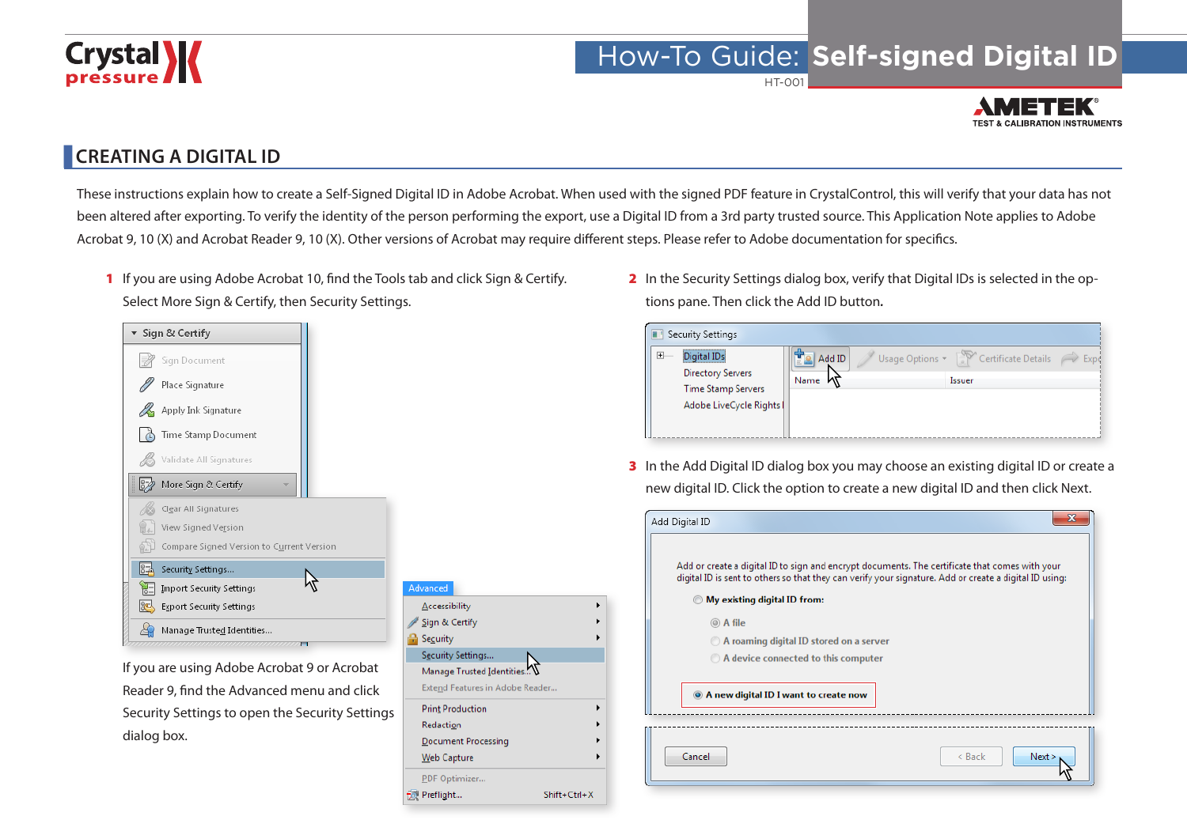# How-To Guide: Self-signed Digital ID

HT-001

## CREATING A DIGITAL ID

These instructions explain how to create a Self-Signed Digital ID in Adobe Acrobat. When used with the signed PDF feature in CrystalControl, this will verify that your data has not been altered after exporting. To verify the identity of the person performing the export, use a Digital ID from a 3rd party trusted source. This Application Note applies to Adobe Acrobat 9, 10 (X) and Acrobat Reader 9, 10 (X). Other versions of Acrobat may require different steps. Please refer to Adobe documentation for specifics.

1. If you are using Adobe Acrobat 10, find the Tools tab and click Sign & Certify. Select More Sign & Certify, then Security Settings.

   If you are using Adobe Acrobat 9 or Acrobat Reader 9, find the Advanced menu and click Security Settings to open the Security Settings dialog box.

2. In the Security Settings dialog box, verify that Digital IDs is selected in the options pane. Then click the Add ID button.

3. In the Add Digital ID dialog box you may choose an existing digital ID or create a new digital ID. Click the option to create a new digital ID and then click Next.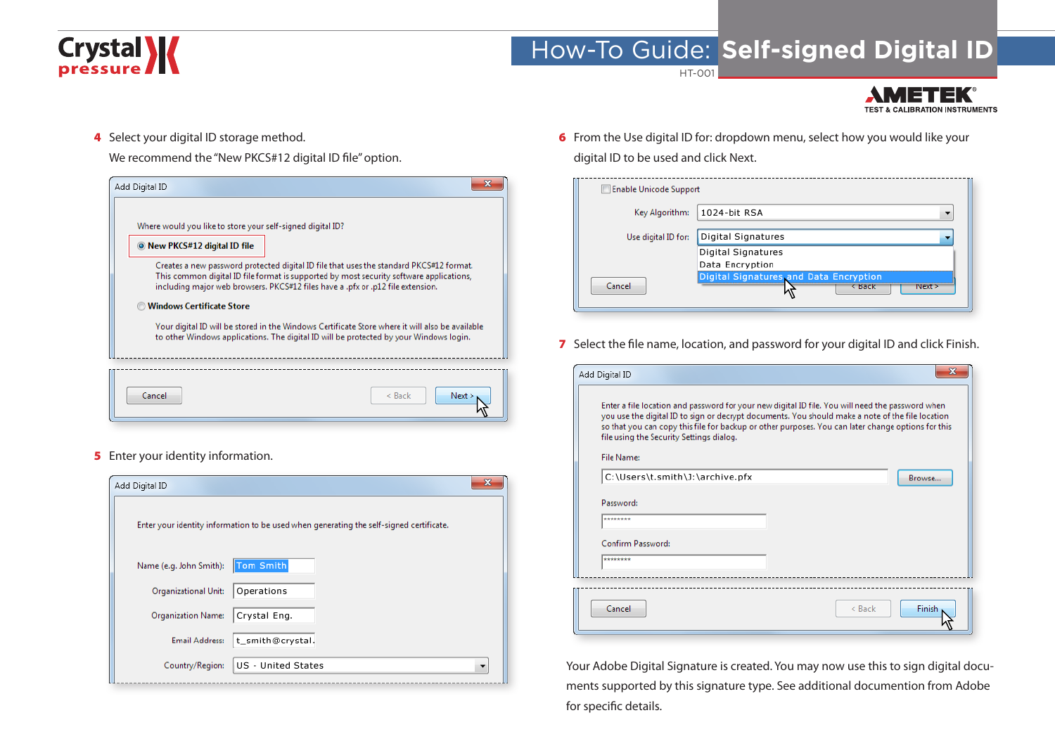4 Select your digital ID storage method.

We recommend the "New PKCS#12 digital ID file" option.

Add Digital ID

Where would you like to store your self-signed digital ID?

- New PKCS#12 digital ID file

  Creates a new password protected digital ID file that uses the standard PKCS#12 format. This common digital ID file format is supported by most security software applications, including major web browsers. PKCS#12 files have a .pfx or .p12 file extension.

- Windows Certificate Store

  Your digital ID will be stored in the Windows Certificate Store where it will also be available to other Windows applications. The digital ID will be protected by your Windows login.

Cancel | < Back | Next >

5 Enter your identity information.

Add Digital ID

Enter your identity information to be used when generating the self-signed certificate.

| | |
|---|---|
| Name (e.g. John Smith): | Tom Smith |
| Organizational Unit: | Operations |
| Organization Name: | Crystal Eng. |
| Email Address: | t_smith@crystal. |
| Country/Region: | US - United States |

6 From the Use digital ID for: dropdown menu, select how you would like your digital ID to be used and click Next.

Enable Unicode Support

Key Algorithm: 1024-bit RSA

Use digital ID for: Digital Signatures

- Digital Signatures
- Data Encryption
- Digital Signatures and Data Encryption

Cancel | < Back | Next >

7 Select the file name, location, and password for your digital ID and click Finish.

Add Digital ID

Enter a file location and password for your new digital ID file. You will need the password when you use the digital ID to sign or decrypt documents. You should make a note of the file location so that you can copy this file for backup or other purposes. You can later change options for this file using the Security Settings dialog.

File Name:

C:\Users\t.smith\J:\archive.pfx | Browse...

Password:

********

Confirm Password:

********

Cancel | < Back | Finish

Your Adobe Digital Signature is created. You may now use this to sign digital documents supported by this signature type. See additional documention from Adobe for specific details.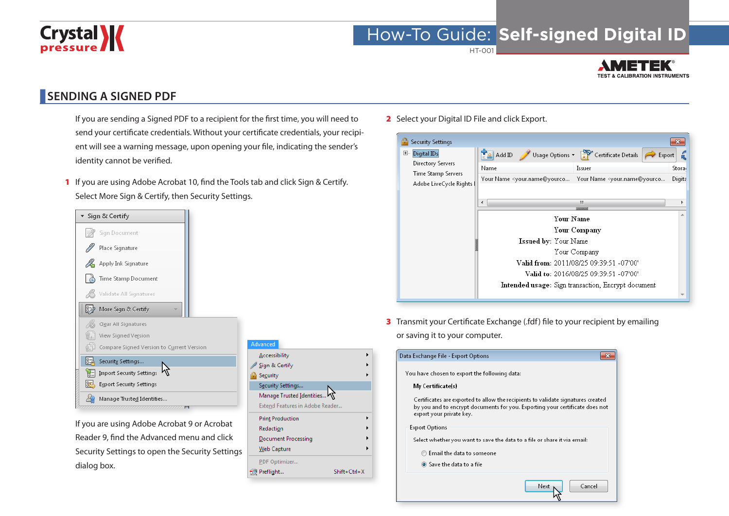# How-To Guide: Self-signed Digital ID

HT-001

## SENDING A SIGNED PDF

If you are sending a Signed PDF to a recipient for the first time, you will need to send your certificate credentials. Without your certificate credentials, your recipient will see a warning message, upon opening your file, indicating the sender's identity cannot be verified.

1. If you are using Adobe Acrobat 10, find the Tools tab and click Sign & Certify. Select More Sign & Certify, then Security Settings.

   If you are using Adobe Acrobat 9 or Acrobat Reader 9, find the Advanced menu and click Security Settings to open the Security Settings dialog box.

2. Select your Digital ID File and click Export.

3. Transmit your Certificate Exchange (.fdf) file to your recipient by emailing or saving it to your computer.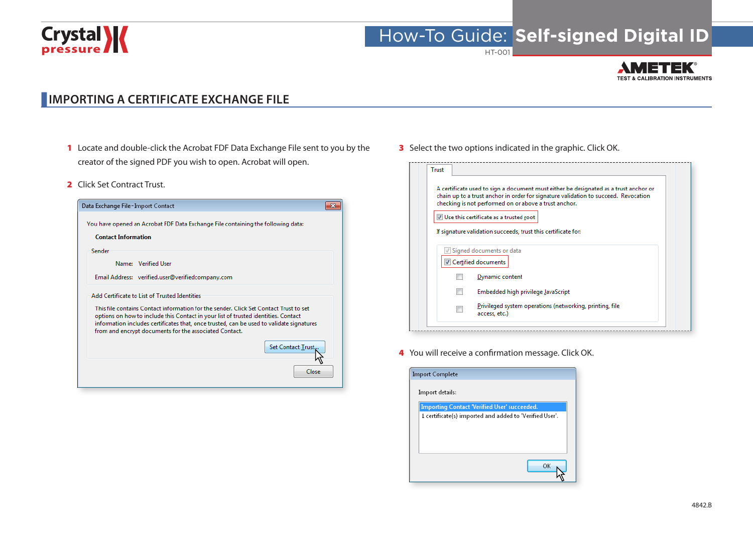## IMPORTING A CERTIFICATE EXCHANGE FILE

1. Locate and double-click the Acrobat FDF Data Exchange File sent to you by the creator of the signed PDF you wish to open. Acrobat will open.

2. Click Set Contract Trust.

Data Exchange File - Import Contact

You have opened an Acrobat FDF Data Exchange File containing the following data:

**Contact Information**

Sender

Name: Verified User

Email Address: verified.user@verifiedcompany.com

Add Certificate to List of Trusted Identities

This file contains Contact information for the sender. Click Set Contact Trust to set options on how to include this Contact in your list of trusted identities. Contact information includes certificates that, once trusted, can be used to validate signatures from and encrypt documents for the associated Contact.

Set Contact Trust...

Close

3. Select the two options indicated in the graphic. Click OK.

Trust

A certificate used to sign a document must either be designated as a trust anchor or chain up to a trust anchor in order for signature validation to succeed. Revocation checking is not performed on or above a trust anchor.

Use this certificate as a trusted root

If signature validation succeeds, trust this certificate for:

Signed documents or data

Certified documents

Dynamic content

Embedded high privilege JavaScript

Privileged system operations (networking, printing, file access, etc.)

4. You will receive a confirmation message. Click OK.

Import Complete

Import details:

Importing Contact 'Verified User' succeeded.

1 certificate(s) imported and added to 'Verified User'.

OK

4842.B